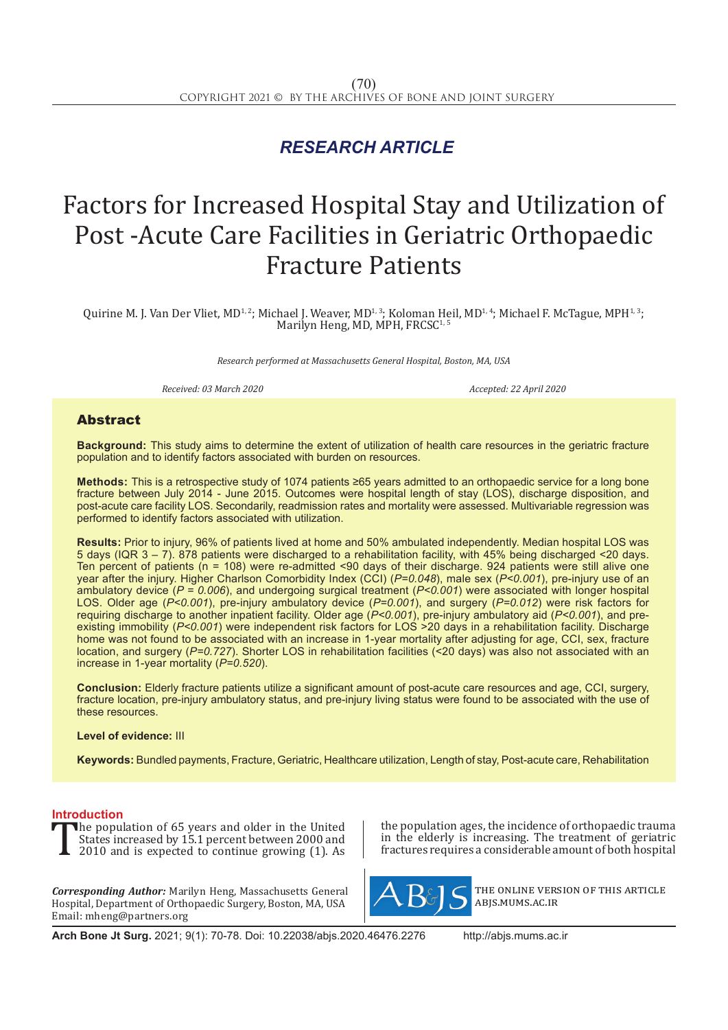*RESEARCH ARTICLE*

# Factors for Increased Hospital Stay and Utilization of Post -Acute Care Facilities in Geriatric Orthopaedic Fracture Patients

Quirine M. J. Van Der Vliet, MD[1, 2]; Michael J. Weaver, MD[1, 3]; Koloman Heil, MD[1, 4]; Michael F. McTague, MPH[1, 3]; Marilyn Heng, MD, MPH, FRCSC[1, 5]

*Research performed at Massachusetts General Hospital, Boston, MA, USA*

*Received: 03 March 2020* *Accepted: 22 April 2020*

## Abstract

**Background:** This study aims to determine the extent of utilization of health care resources in the geriatric fracture population and to identify factors associated with burden on resources.

**Methods:** This is a retrospective study of 1074 patients ≥65 years admitted to an orthopaedic service for a long bone fracture between July 2014 - June 2015. Outcomes were hospital length of stay (LOS), discharge disposition, and post-acute care facility LOS. Secondarily, readmission rates and mortality were assessed. Multivariable regression was performed to identify factors associated with utilization.

**Results:** Prior to injury, 96% of patients lived at home and 50% ambulated independently. Median hospital LOS was 5 days (IQR 3 – 7). 878 patients were discharged to a rehabilitation facility, with 45% being discharged <20 days. Ten percent of patients (n = 108) were re-admitted <90 days of their discharge. 924 patients were still alive one year after the injury. Higher Charlson Comorbidity Index (CCI) (*P=0.048*), male sex (*P<0.001*), pre-injury use of an ambulatory device (*P = 0.006*), and undergoing surgical treatment (*P<0.001*) were associated with longer hospital LOS. Older age (*P<0.001*), pre-injury ambulatory device (*P=0.001*), and surgery (*P=0.012*) were risk factors for requiring discharge to another inpatient facility. Older age (*P<0.001*), pre-injury ambulatory aid (*P<0.001*), and pre-existing immobility (*P<0.001*) were independent risk factors for LOS >20 days in a rehabilitation facility. Discharge home was not found to be associated with an increase in 1-year mortality after adjusting for age, CCI, sex, fracture location, and surgery (*P=0.727*). Shorter LOS in rehabilitation facilities (<20 days) was also not associated with an increase in 1-year mortality (*P=0.520*).

**Conclusion:** Elderly fracture patients utilize a significant amount of post-acute care resources and age, CCI, surgery, fracture location, pre-injury ambulatory status, and pre-injury living status were found to be associated with the use of these resources.

**Level of evidence:** III

**Keywords:** Bundled payments, Fracture, Geriatric, Healthcare utilization, Length of stay, Post-acute care, Rehabilitation

## Introduction

The population of 65 years and older in the United States increased by 15.1 percent between 2000 and 2010 and is expected to continue growing (1). As the population ages, the incidence of orthopaedic trauma in the elderly is increasing. The treatment of geriatric fractures requires a considerable amount of both hospital

*Corresponding Author:* Marilyn Heng, Massachusetts General Hospital, Department of Orthopaedic Surgery, Boston, MA, USA
Email: mheng@partners.org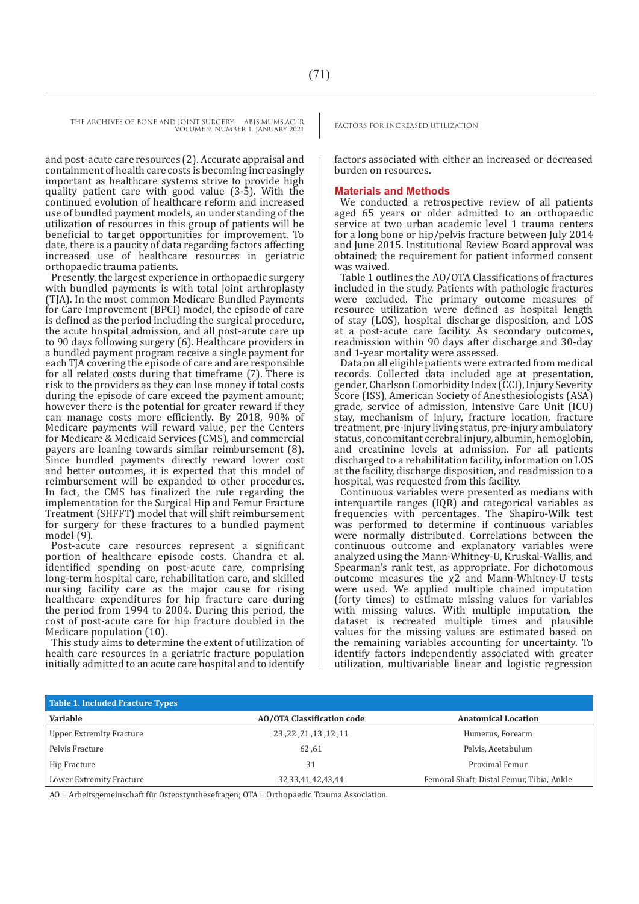and post-acute care resources (2). Accurate appraisal and containment of health care costs is becoming increasingly important as healthcare systems strive to provide high quality patient care with good value (3-5). With the continued evolution of healthcare reform and increased use of bundled payment models, an understanding of the utilization of resources in this group of patients will be beneficial to target opportunities for improvement. To date, there is a paucity of data regarding factors affecting increased use of healthcare resources in geriatric orthopaedic trauma patients.

Presently, the largest experience in orthopaedic surgery with bundled payments is with total joint arthroplasty (TJA). In the most common Medicare Bundled Payments for Care Improvement (BPCI) model, the episode of care is defined as the period including the surgical procedure, the acute hospital admission, and all post-acute care up to 90 days following surgery (6). Healthcare providers in a bundled payment program receive a single payment for each TJA covering the episode of care and are responsible for all related costs during that timeframe (7). There is risk to the providers as they can lose money if total costs during the episode of care exceed the payment amount; however there is the potential for greater reward if they can manage costs more efficiently. By 2018, 90% of Medicare payments will reward value, per the Centers for Medicare & Medicaid Services (CMS), and commercial payers are leaning towards similar reimbursement (8). Since bundled payments directly reward lower cost and better outcomes, it is expected that this model of reimbursement will be expanded to other procedures. In fact, the CMS has finalized the rule regarding the implementation for the Surgical Hip and Femur Fracture Treatment (SHFFT) model that will shift reimbursement for surgery for these fractures to a bundled payment model (9).

Post-acute care resources represent a significant portion of healthcare episode costs. Chandra et al. identified spending on post-acute care, comprising long-term hospital care, rehabilitation care, and skilled nursing facility care as the major cause for rising healthcare expenditures for hip fracture care during the period from 1994 to 2004. During this period, the cost of post-acute care for hip fracture doubled in the Medicare population (10).

This study aims to determine the extent of utilization of health care resources in a geriatric fracture population initially admitted to an acute care hospital and to identify factors associated with either an increased or decreased burden on resources.

## Materials and Methods

We conducted a retrospective review of all patients aged 65 years or older admitted to an orthopaedic service at two urban academic level 1 trauma centers for a long bone or hip/pelvis fracture between July 2014 and June 2015. Institutional Review Board approval was obtained; the requirement for patient informed consent was waived.

Table 1 outlines the AO/OTA Classifications of fractures included in the study. Patients with pathologic fractures were excluded. The primary outcome measures of resource utilization were defined as hospital length of stay (LOS), hospital discharge disposition, and LOS at a post-acute care facility. As secondary outcomes, readmission within 90 days after discharge and 30-day and 1-year mortality were assessed.

Data on all eligible patients were extracted from medical records. Collected data included age at presentation, gender, Charlson Comorbidity Index (CCI), Injury Severity Score (ISS), American Society of Anesthesiologists (ASA) grade, service of admission, Intensive Care Unit (ICU) stay, mechanism of injury, fracture location, fracture treatment, pre-injury living status, pre-injury ambulatory status, concomitant cerebral injury, albumin, hemoglobin, and creatinine levels at admission. For all patients discharged to a rehabilitation facility, information on LOS at the facility, discharge disposition, and readmission to a hospital, was requested from this facility.

Continuous variables were presented as medians with interquartile ranges (IQR) and categorical variables as frequencies with percentages. The Shapiro-Wilk test was performed to determine if continuous variables were normally distributed. Correlations between the continuous outcome and explanatory variables were analyzed using the Mann-Whitney-U, Kruskal-Wallis, and Spearman's rank test, as appropriate. For dichotomous outcome measures the $\chi^2$ and Mann-Whitney-U tests were used. We applied multiple chained imputation (forty times) to estimate missing values for variables with missing values. With multiple imputation, the dataset is recreated multiple times and plausible values for the missing values are estimated based on the remaining variables accounting for uncertainty. To identify factors independently associated with greater utilization, multivariable linear and logistic regression

**Table 1. Included Fracture Types**

| Variable | AO/OTA Classification code | Anatomical Location |
|---|---|---|
| Upper Extremity Fracture | 23 ,22 ,21 ,13 ,12 ,11 | Humerus, Forearm |
| Pelvis Fracture | 62 ,61 | Pelvis, Acetabulum |
| Hip Fracture | 31 | Proximal Femur |
| Lower Extremity Fracture | 32,33,41,42,43,44 | Femoral Shaft, Distal Femur, Tibia, Ankle |

AO = Arbeitsgemeinschaft für Osteosynthesefragen; OTA = Orthopaedic Trauma Association.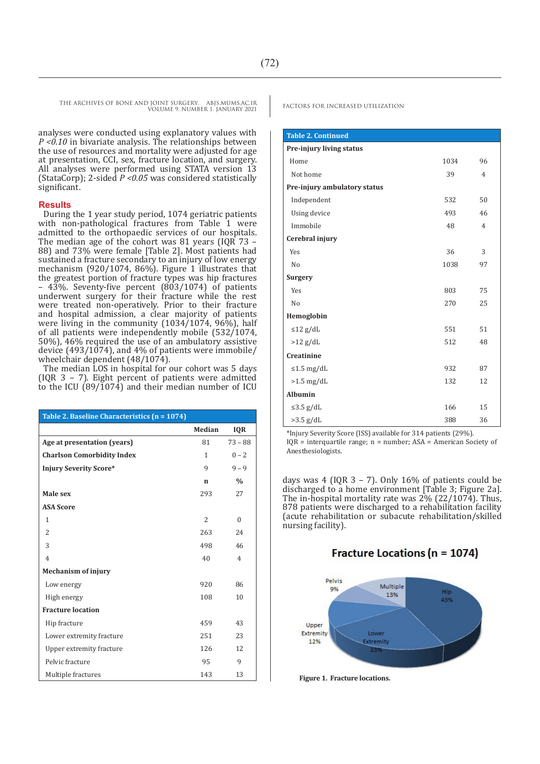analyses were conducted using explanatory values with $P < 0.10$ in bivariate analysis. The relationships between the use of resources and mortality were adjusted for age at presentation, CCI, sex, fracture location, and surgery. All analyses were performed using STATA version 13 (StataCorp); 2-sided $P < 0.05$ was considered statistically significant.

## Results

During the 1 year study period, 1074 geriatric patients with non-pathological fractures from Table 1 were admitted to the orthopaedic services of our hospitals. The median age of the cohort was 81 years (IQR 73 – 88) and 73% were female [Table 2]. Most patients had sustained a fracture secondary to an injury of low energy mechanism (920/1074, 86%). Figure 1 illustrates that the greatest portion of fracture types was hip fractures – 43%. Seventy-five percent (803/1074) of patients underwent surgery for their fracture while the rest were treated non-operatively. Prior to their fracture and hospital admission, a clear majority of patients were living in the community (1034/1074, 96%), half of all patients were independently mobile (532/1074, 50%), 46% required the use of an ambulatory assistive device (493/1074), and 4% of patients were immobile/wheelchair dependent (48/1074).

The median LOS in hospital for our cohort was 5 days (IQR 3 – 7). Eight percent of patients were admitted to the ICU (89/1074) and their median number of ICU days was 4 (IQR 3 – 7). Only 16% of patients could be discharged to a home environment [Table 3; Figure 2a]. The in-hospital mortality rate was 2% (22/1074). Thus, 878 patients were discharged to a rehabilitation facility (acute rehabilitation or subacute rehabilitation/skilled nursing facility).

**Table 2. Baseline Characteristics (n = 1074)**

| | Median | IQR |
|---|---|---|
| **Age at presentation (years)** | 81 | 73 – 88 |
| **Charlson Comorbidity Index** | 1 | 0 – 2 |
| **Injury Severity Score*** | 9 | 9 – 9 |
| | **n** | **%** |
| **Male sex** | 293 | 27 |
| **ASA Score** | | |
| 1 | 2 | 0 |
| 2 | 263 | 24 |
| 3 | 498 | 46 |
| 4 | 40 | 4 |
| **Mechanism of injury** | | |
| Low energy | 920 | 86 |
| High energy | 108 | 10 |
| **Fracture location** | | |
| Hip fracture | 459 | 43 |
| Lower extremity fracture | 251 | 23 |
| Upper extremity fracture | 126 | 12 |
| Pelvic fracture | 95 | 9 |
| Multiple fractures | 143 | 13 |
| **Pre-injury living status** | | |
| Home | 1034 | 96 |
| Not home | 39 | 4 |
| **Pre-injury ambulatory status** | | |
| Independent | 532 | 50 |
| Using device | 493 | 46 |
| Immobile | 48 | 4 |
| **Cerebral injury** | | |
| Yes | 36 | 3 |
| No | 1038 | 97 |
| **Surgery** | | |
| Yes | 803 | 75 |
| No | 270 | 25 |
| **Hemoglobin** | | |
| ≤12 g/dL | 551 | 51 |
| >12 g/dL | 512 | 48 |
| **Creatinine** | | |
| ≤1.5 mg/dL | 932 | 87 |
| >1.5 mg/dL | 132 | 12 |
| **Albumin** | | |
| ≤3.5 g/dL | 166 | 15 |
| >3.5 g/dL | 388 | 36 |

*Injury Severity Score (ISS) available for 314 patients (29%).
IQR = interquartile range; n = number; ASA = American Society of Anesthesiologists.

**Figure 1. Fracture locations.**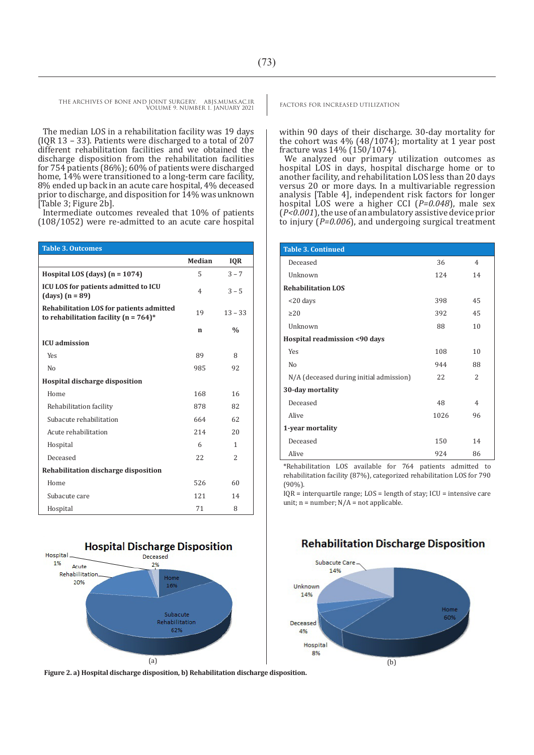The median LOS in a rehabilitation facility was 19 days (IQR 13 – 33). Patients were discharged to a total of 207 different rehabilitation facilities and we obtained the discharge disposition from the rehabilitation facilities for 754 patients (86%); 60% of patients were discharged home, 14% were transitioned to a long-term care facility, 8% ended up back in an acute care hospital, 4% deceased prior to discharge, and disposition for 14% was unknown [Table 3; Figure 2b].

Intermediate outcomes revealed that 10% of patients (108/1052) were re-admitted to an acute care hospital within 90 days of their discharge. 30-day mortality for the cohort was 4% (48/1074); mortality at 1 year post fracture was 14% (150/1074).

We analyzed our primary utilization outcomes as hospital LOS in days, hospital discharge home or to another facility, and rehabilitation LOS less than 20 days versus 20 or more days. In a multivariable regression analysis [Table 4], independent risk factors for longer hospital LOS were a higher CCI (*P=0.048*), male sex (*P<0.001*), the use of an ambulatory assistive device prior to injury (*P=0.006*), and undergoing surgical treatment

**Table 3. Outcomes**

| | Median | IQR |
|---|---|---|
| **Hospital LOS (days) (n = 1074)** | 5 | 3 – 7 |
| **ICU LOS for patients admitted to ICU (days) (n = 89)** | 4 | 3 – 5 |
| **Rehabilitation LOS for patients admitted to rehabilitation facility (n = 764)*** | 19 | 13 – 33 |
| | **n** | **%** |
| **ICU admission** | | |
| Yes | 89 | 8 |
| No | 985 | 92 |
| **Hospital discharge disposition** | | |
| Home | 168 | 16 |
| Rehabilitation facility | 878 | 82 |
| Subacute rehabilitation | 664 | 62 |
| Acute rehabilitation | 214 | 20 |
| Hospital | 6 | 1 |
| Deceased | 22 | 2 |
| **Rehabilitation discharge disposition** | | |
| Home | 526 | 60 |
| Subacute care | 121 | 14 |
| Hospital | 71 | 8 |
| Deceased | 36 | 4 |
| Unknown | 124 | 14 |
| **Rehabilitation LOS** | | |
| <20 days | 398 | 45 |
| ≥20 | 392 | 45 |
| Unknown | 88 | 10 |
| **Hospital readmission <90 days** | | |
| Yes | 108 | 10 |
| No | 944 | 88 |
| N/A (deceased during initial admission) | 22 | 2 |
| **30-day mortality** | | |
| Deceased | 48 | 4 |
| Alive | 1026 | 96 |
| **1-year mortality** | | |
| Deceased | 150 | 14 |
| Alive | 924 | 86 |

*Rehabilitation LOS available for 764 patients admitted to rehabilitation facility (87%), categorized rehabilitation LOS for 790 (90%).

IQR = interquartile range; LOS = length of stay; ICU = intensive care unit; n = number; N/A = not applicable.

**Figure 2. a) Hospital discharge disposition, b) Rehabilitation discharge disposition.**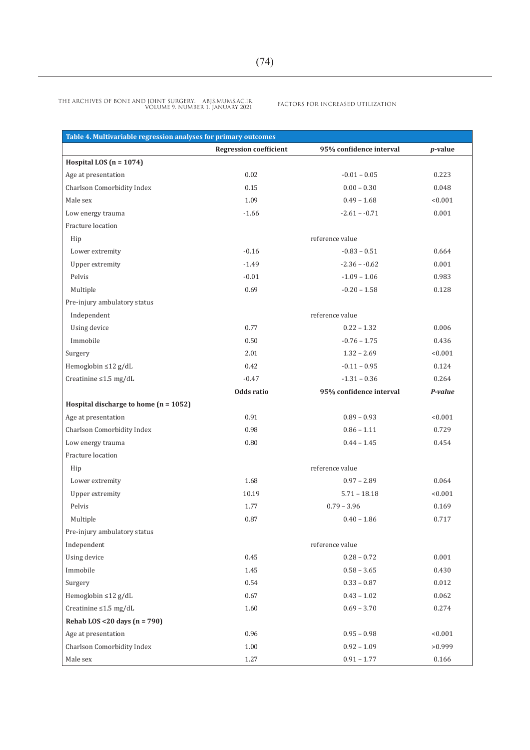**Table 4. Multivariable regression analyses for primary outcomes**

| | Regression coefficient | 95% confidence interval | *p*-value |
|---|---|---|---|
| **Hospital LOS (n = 1074)** | | | |
| Age at presentation | 0.02 | -0.01 – 0.05 | 0.223 |
| Charlson Comorbidity Index | 0.15 | 0.00 – 0.30 | 0.048 |
| Male sex | 1.09 | 0.49 – 1.68 | <0.001 |
| Low energy trauma | -1.66 | -2.61 – -0.71 | 0.001 |
| Fracture location | | | |
| Hip | | reference value | |
| Lower extremity | -0.16 | -0.83 – 0.51 | 0.664 |
| Upper extremity | -1.49 | -2.36 – -0.62 | 0.001 |
| Pelvis | -0.01 | -1.09 – 1.06 | 0.983 |
| Multiple | 0.69 | -0.20 – 1.58 | 0.128 |
| Pre-injury ambulatory status | | | |
| Independent | | reference value | |
| Using device | 0.77 | 0.22 – 1.32 | 0.006 |
| Immobile | 0.50 | -0.76 – 1.75 | 0.436 |
| Surgery | 2.01 | 1.32 – 2.69 | <0.001 |
| Hemoglobin ≤12 g/dL | 0.42 | -0.11 – 0.95 | 0.124 |
| Creatinine ≤1.5 mg/dL | -0.47 | -1.31 – 0.36 | 0.264 |
| | **Odds ratio** | **95% confidence interval** | ***P-value*** |
| **Hospital discharge to home (n = 1052)** | | | |
| Age at presentation | 0.91 | 0.89 – 0.93 | <0.001 |
| Charlson Comorbidity Index | 0.98 | 0.86 – 1.11 | 0.729 |
| Low energy trauma | 0.80 | 0.44 – 1.45 | 0.454 |
| Fracture location | | | |
| Hip | | reference value | |
| Lower extremity | 1.68 | 0.97 – 2.89 | 0.064 |
| Upper extremity | 10.19 | 5.71 – 18.18 | <0.001 |
| Pelvis | 1.77 | 0.79 – 3.96 | 0.169 |
| Multiple | 0.87 | 0.40 – 1.86 | 0.717 |
| Pre-injury ambulatory status | | | |
| Independent | | reference value | |
| Using device | 0.45 | 0.28 – 0.72 | 0.001 |
| Immobile | 1.45 | 0.58 – 3.65 | 0.430 |
| Surgery | 0.54 | 0.33 – 0.87 | 0.012 |
| Hemoglobin ≤12 g/dL | 0.67 | 0.43 – 1.02 | 0.062 |
| Creatinine ≤1.5 mg/dL | 1.60 | 0.69 – 3.70 | 0.274 |
| **Rehab LOS <20 days (n = 790)** | | | |
| Age at presentation | 0.96 | 0.95 – 0.98 | <0.001 |
| Charlson Comorbidity Index | 1.00 | 0.92 – 1.09 | >0.999 |
| Male sex | 1.27 | 0.91 – 1.77 | 0.166 |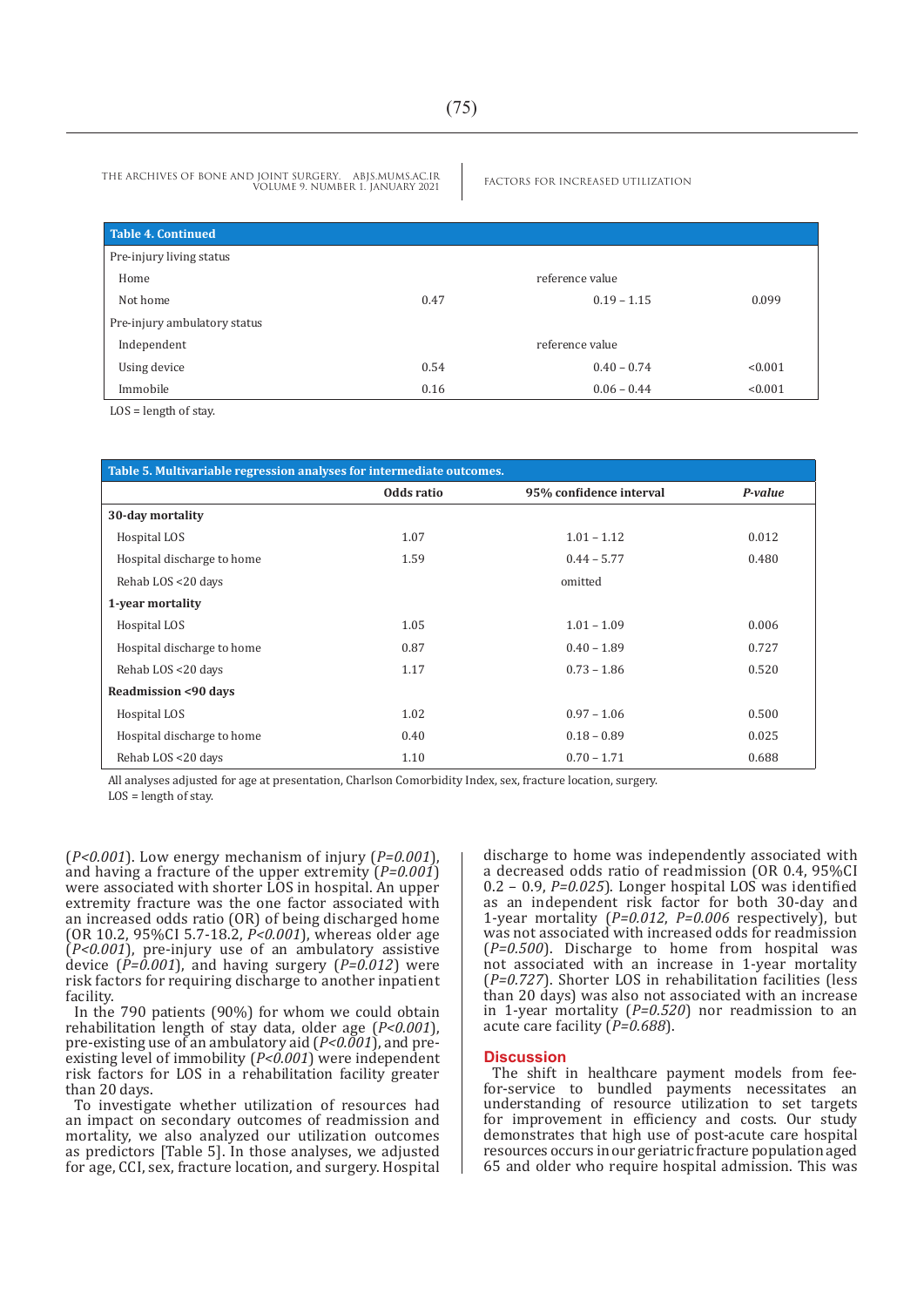| Table 4. Continued | | | |
|---|---|---|---|
| Pre-injury living status | | | |
| Home | | reference value | |
| Not home | 0.47 | 0.19 – 1.15 | 0.099 |
| Pre-injury ambulatory status | | | |
| Independent | | reference value | |
| Using device | 0.54 | 0.40 – 0.74 | <0.001 |
| Immobile | 0.16 | 0.06 – 0.44 | <0.001 |

LOS = length of stay.

| Table 5. Multivariable regression analyses for intermediate outcomes. | Odds ratio | 95% confidence interval | *P-value* |
|---|---|---|---|
| **30-day mortality** | | | |
| Hospital LOS | 1.07 | 1.01 – 1.12 | 0.012 |
| Hospital discharge to home | 1.59 | 0.44 – 5.77 | 0.480 |
| Rehab LOS <20 days | | omitted | |
| **1-year mortality** | | | |
| Hospital LOS | 1.05 | 1.01 – 1.09 | 0.006 |
| Hospital discharge to home | 0.87 | 0.40 – 1.89 | 0.727 |
| Rehab LOS <20 days | 1.17 | 0.73 – 1.86 | 0.520 |
| **Readmission <90 days** | | | |
| Hospital LOS | 1.02 | 0.97 – 1.06 | 0.500 |
| Hospital discharge to home | 0.40 | 0.18 – 0.89 | 0.025 |
| Rehab LOS <20 days | 1.10 | 0.70 – 1.71 | 0.688 |

All analyses adjusted for age at presentation, Charlson Comorbidity Index, sex, fracture location, surgery.
LOS = length of stay.

(*P<0.001*). Low energy mechanism of injury (*P=0.001*), and having a fracture of the upper extremity (*P=0.001*) were associated with shorter LOS in hospital. An upper extremity fracture was the one factor associated with an increased odds ratio (OR) of being discharged home (OR 10.2, 95%CI 5.7-18.2, *P<0.001*), whereas older age (*P<0.001*), pre-injury use of an ambulatory assistive device (*P=0.001*), and having surgery (*P=0.012*) were risk factors for requiring discharge to another inpatient facility.

In the 790 patients (90%) for whom we could obtain rehabilitation length of stay data, older age (*P<0.001*), pre-existing use of an ambulatory aid (*P<0.001*), and pre-existing level of immobility (*P<0.001*) were independent risk factors for LOS in a rehabilitation facility greater than 20 days.

To investigate whether utilization of resources had an impact on secondary outcomes of readmission and mortality, we also analyzed our utilization outcomes as predictors [Table 5]. In those analyses, we adjusted for age, CCI, sex, fracture location, and surgery. Hospital discharge to home was independently associated with a decreased odds ratio of readmission (OR 0.4, 95%CI 0.2 – 0.9, *P=0.025*). Longer hospital LOS was identified as an independent risk factor for both 30-day and 1-year mortality (*P=0.012*, *P=0.006* respectively), but was not associated with increased odds for readmission (*P=0.500*). Discharge to home from hospital was not associated with an increase in 1-year mortality (*P=0.727*). Shorter LOS in rehabilitation facilities (less than 20 days) was also not associated with an increase in 1-year mortality (*P=0.520*) nor readmission to an acute care facility (*P=0.688*).

## Discussion

The shift in healthcare payment models from fee-for-service to bundled payments necessitates an understanding of resource utilization to set targets for improvement in efficiency and costs. Our study demonstrates that high use of post-acute care hospital resources occurs in our geriatric fracture population aged 65 and older who require hospital admission. This was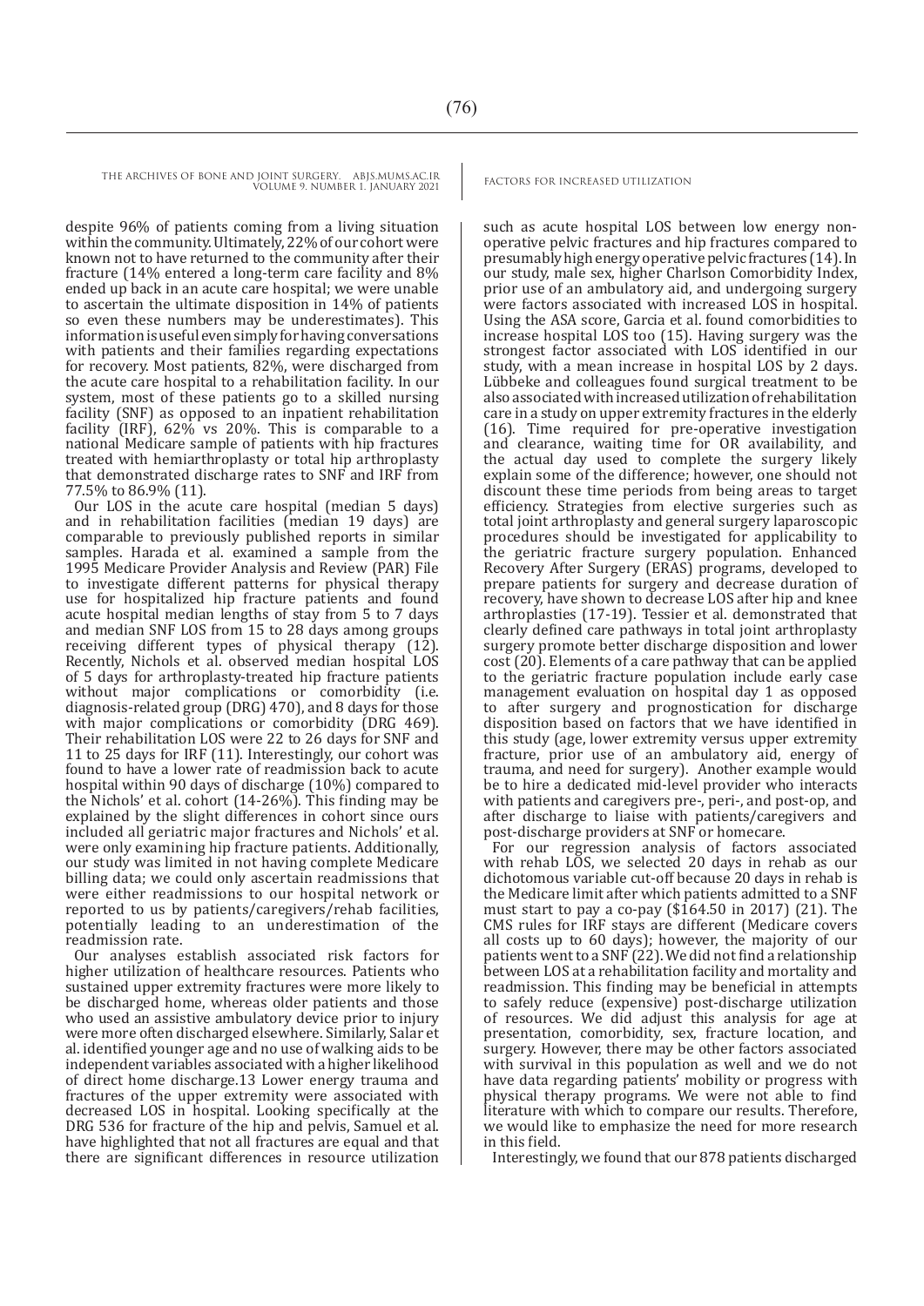despite 96% of patients coming from a living situation within the community. Ultimately, 22% of our cohort were known not to have returned to the community after their fracture (14% entered a long-term care facility and 8% ended up back in an acute care hospital; we were unable to ascertain the ultimate disposition in 14% of patients so even these numbers may be underestimates). This information is useful even simply for having conversations with patients and their families regarding expectations for recovery. Most patients, 82%, were discharged from the acute care hospital to a rehabilitation facility. In our system, most of these patients go to a skilled nursing facility (SNF) as opposed to an inpatient rehabilitation facility (IRF), 62% vs 20%. This is comparable to a national Medicare sample of patients with hip fractures treated with hemiarthroplasty or total hip arthroplasty that demonstrated discharge rates to SNF and IRF from 77.5% to 86.9% (11).

Our LOS in the acute care hospital (median 5 days) and in rehabilitation facilities (median 19 days) are comparable to previously published reports in similar samples. Harada et al. examined a sample from the 1995 Medicare Provider Analysis and Review (PAR) File to investigate different patterns for physical therapy use for hospitalized hip fracture patients and found acute hospital median lengths of stay from 5 to 7 days and median SNF LOS from 15 to 28 days among groups receiving different types of physical therapy (12). Recently, Nichols et al. observed median hospital LOS of 5 days for arthroplasty-treated hip fracture patients without major complications or comorbidity (i.e. diagnosis-related group (DRG) 470), and 8 days for those with major complications or comorbidity (DRG 469). Their rehabilitation LOS were 22 to 26 days for SNF and 11 to 25 days for IRF (11). Interestingly, our cohort was found to have a lower rate of readmission back to acute hospital within 90 days of discharge (10%) compared to the Nichols' et al. cohort (14-26%). This finding may be explained by the slight differences in cohort since ours included all geriatric major fractures and Nichols' et al. were only examining hip fracture patients. Additionally, our study was limited in not having complete Medicare billing data; we could only ascertain readmissions that were either readmissions to our hospital network or reported to us by patients/caregivers/rehab facilities, potentially leading to an underestimation of the readmission rate.

Our analyses establish associated risk factors for higher utilization of healthcare resources. Patients who sustained upper extremity fractures were more likely to be discharged home, whereas older patients and those who used an assistive ambulatory device prior to injury were more often discharged elsewhere. Similarly, Salar et al. identified younger age and no use of walking aids to be independent variables associated with a higher likelihood of direct home discharge.13 Lower energy trauma and fractures of the upper extremity were associated with decreased LOS in hospital. Looking specifically at the DRG 536 for fracture of the hip and pelvis, Samuel et al. have highlighted that not all fractures are equal and that there are significant differences in resource utilization such as acute hospital LOS between low energy non-operative pelvic fractures and hip fractures compared to presumably high energy operative pelvic fractures (14). In our study, male sex, higher Charlson Comorbidity Index, prior use of an ambulatory aid, and undergoing surgery were factors associated with increased LOS in hospital. Using the ASA score, Garcia et al. found comorbidities to increase hospital LOS too (15). Having surgery was the strongest factor associated with LOS identified in our study, with a mean increase in hospital LOS by 2 days. Lübbeke and colleagues found surgical treatment to be also associated with increased utilization of rehabilitation care in a study on upper extremity fractures in the elderly (16). Time required for pre-operative investigation and clearance, waiting time for OR availability, and the actual day used to complete the surgery likely explain some of the difference; however, one should not discount these time periods from being areas to target efficiency. Strategies from elective surgeries such as total joint arthroplasty and general surgery laparoscopic procedures should be investigated for applicability to the geriatric fracture surgery population. Enhanced Recovery After Surgery (ERAS) programs, developed to prepare patients for surgery and decrease duration of recovery, have shown to decrease LOS after hip and knee arthroplasties (17-19). Tessier et al. demonstrated that clearly defined care pathways in total joint arthroplasty surgery promote better discharge disposition and lower cost (20). Elements of a care pathway that can be applied to the geriatric fracture population include early case management evaluation on hospital day 1 as opposed to after surgery and prognostication for discharge disposition based on factors that we have identified in this study (age, lower extremity versus upper extremity fracture, prior use of an ambulatory aid, energy of trauma, and need for surgery). Another example would be to hire a dedicated mid-level provider who interacts with patients and caregivers pre-, peri-, and post-op, and after discharge to liaise with patients/caregivers and post-discharge providers at SNF or homecare.

For our regression analysis of factors associated with rehab LOS, we selected 20 days in rehab as our dichotomous variable cut-off because 20 days in rehab is the Medicare limit after which patients admitted to a SNF must start to pay a co-pay ($164.50 in 2017) (21). The CMS rules for IRF stays are different (Medicare covers all costs up to 60 days); however, the majority of our patients went to a SNF (22). We did not find a relationship between LOS at a rehabilitation facility and mortality and readmission. This finding may be beneficial in attempts to safely reduce (expensive) post-discharge utilization of resources. We did adjust this analysis for age at presentation, comorbidity, sex, fracture location, and surgery. However, there may be other factors associated with survival in this population as well and we do not have data regarding patients' mobility or progress with physical therapy programs. We were not able to find literature with which to compare our results. Therefore, we would like to emphasize the need for more research in this field.

Interestingly, we found that our 878 patients discharged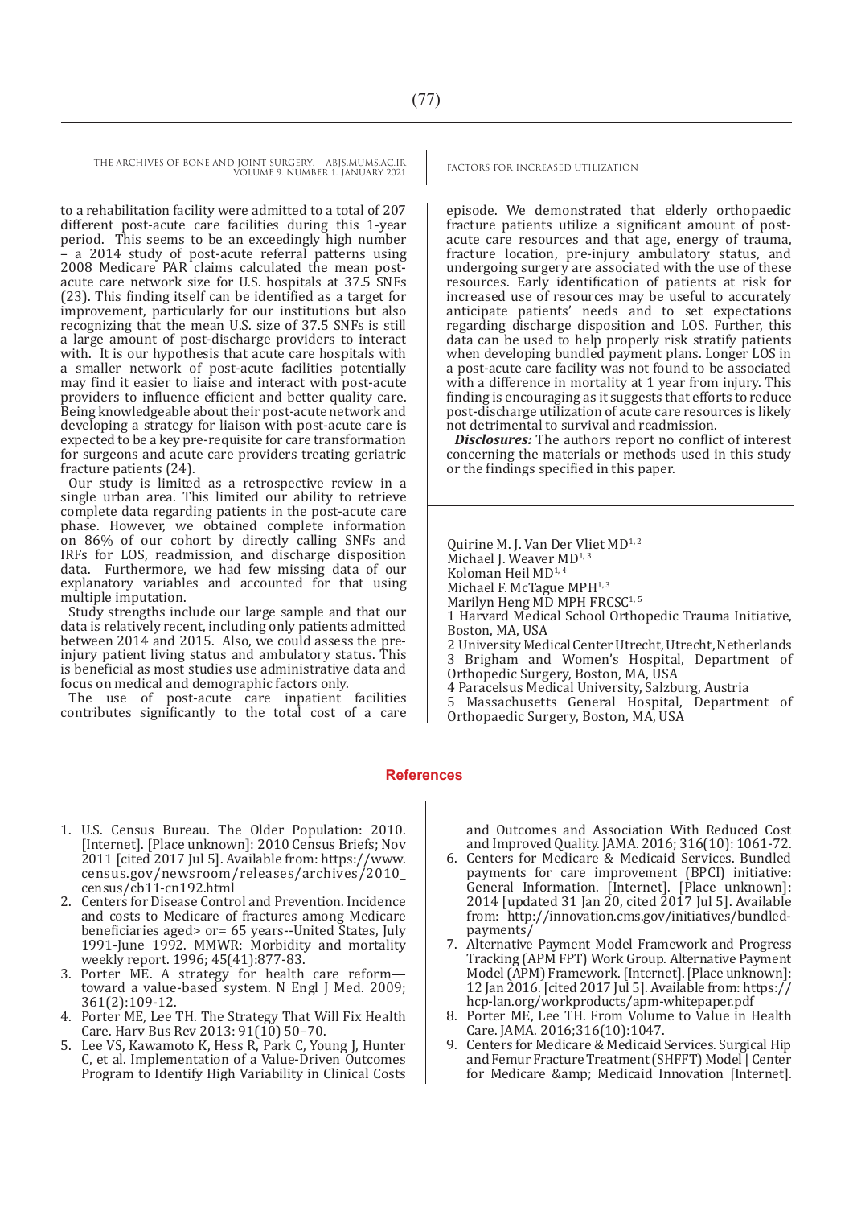to a rehabilitation facility were admitted to a total of 207 different post-acute care facilities during this 1-year period. This seems to be an exceedingly high number – a 2014 study of post-acute referral patterns using 2008 Medicare PAR claims calculated the mean post-acute care network size for U.S. hospitals at 37.5 SNFs (23). This finding itself can be identified as a target for improvement, particularly for our institutions but also recognizing that the mean U.S. size of 37.5 SNFs is still a large amount of post-discharge providers to interact with. It is our hypothesis that acute care hospitals with a smaller network of post-acute facilities potentially may find it easier to liaise and interact with post-acute providers to influence efficient and better quality care. Being knowledgeable about their post-acute network and developing a strategy for liaison with post-acute care is expected to be a key pre-requisite for care transformation for surgeons and acute care providers treating geriatric fracture patients (24).

Our study is limited as a retrospective review in a single urban area. This limited our ability to retrieve complete data regarding patients in the post-acute care phase. However, we obtained complete information on 86% of our cohort by directly calling SNFs and IRFs for LOS, readmission, and discharge disposition data. Furthermore, we had few missing data of our explanatory variables and accounted for that using multiple imputation.

Study strengths include our large sample and that our data is relatively recent, including only patients admitted between 2014 and 2015. Also, we could assess the pre-injury patient living status and ambulatory status. This is beneficial as most studies use administrative data and focus on medical and demographic factors only.

The use of post-acute care inpatient facilities contributes significantly to the total cost of a care episode. We demonstrated that elderly orthopaedic fracture patients utilize a significant amount of post-acute care resources and that age, energy of trauma, fracture location, pre-injury ambulatory status, and undergoing surgery are associated with the use of these resources. Early identification of patients at risk for increased use of resources may be useful to accurately anticipate patients' needs and to set expectations regarding discharge disposition and LOS. Further, this data can be used to help properly risk stratify patients when developing bundled payment plans. Longer LOS in a post-acute care facility was not found to be associated with a difference in mortality at 1 year from injury. This finding is encouraging as it suggests that efforts to reduce post-discharge utilization of acute care resources is likely not detrimental to survival and readmission.

***Disclosures:*** The authors report no conflict of interest concerning the materials or methods used in this study or the findings specified in this paper.

Quirine M. J. Van Der Vliet MD[1, 2]
Michael J. Weaver MD[1, 3]
Koloman Heil MD[1, 4]
Michael F. McTague MPH[1, 3]
Marilyn Heng MD MPH FRCSC[1, 5]

1 Harvard Medical School Orthopedic Trauma Initiative, Boston, MA, USA
2 University Medical Center Utrecht, Utrecht, Netherlands
3 Brigham and Women's Hospital, Department of Orthopedic Surgery, Boston, MA, USA
4 Paracelsus Medical University, Salzburg, Austria
5 Massachusetts General Hospital, Department of Orthopaedic Surgery, Boston, MA, USA

## References

1. U.S. Census Bureau. The Older Population: 2010. [Internet]. [Place unknown]: 2010 Census Briefs; Nov 2011 [cited 2017 Jul 5]. Available from: https://www.census.gov/newsroom/releases/archives/2010_census/cb11-cn192.html
2. Centers for Disease Control and Prevention. Incidence and costs to Medicare of fractures among Medicare beneficiaries aged> or= 65 years--United States, July 1991-June 1992. MMWR: Morbidity and mortality weekly report. 1996; 45(41):877-83.
3. Porter ME. A strategy for health care reform—toward a value-based system. N Engl J Med. 2009; 361(2):109-12.
4. Porter ME, Lee TH. The Strategy That Will Fix Health Care. Harv Bus Rev 2013: 91(10) 50–70.
5. Lee VS, Kawamoto K, Hess R, Park C, Young J, Hunter C, et al. Implementation of a Value-Driven Outcomes Program to Identify High Variability in Clinical Costs and Outcomes and Association With Reduced Cost and Improved Quality. JAMA. 2016; 316(10): 1061-72.
6. Centers for Medicare & Medicaid Services. Bundled payments for care improvement (BPCI) initiative: General Information. [Internet]. [Place unknown]: 2014 [updated 31 Jan 20, cited 2017 Jul 5]. Available from: http://innovation.cms.gov/initiatives/bundled-payments/
7. Alternative Payment Model Framework and Progress Tracking (APM FPT) Work Group. Alternative Payment Model (APM) Framework. [Internet]. [Place unknown]: 12 Jan 2016. [cited 2017 Jul 5]. Available from: https://hcp-lan.org/workproducts/apm-whitepaper.pdf
8. Porter ME, Lee TH. From Volume to Value in Health Care. JAMA. 2016;316(10):1047.
9. Centers for Medicare & Medicaid Services. Surgical Hip and Femur Fracture Treatment (SHFFT) Model | Center for Medicare &amp; Medicaid Innovation [Internet].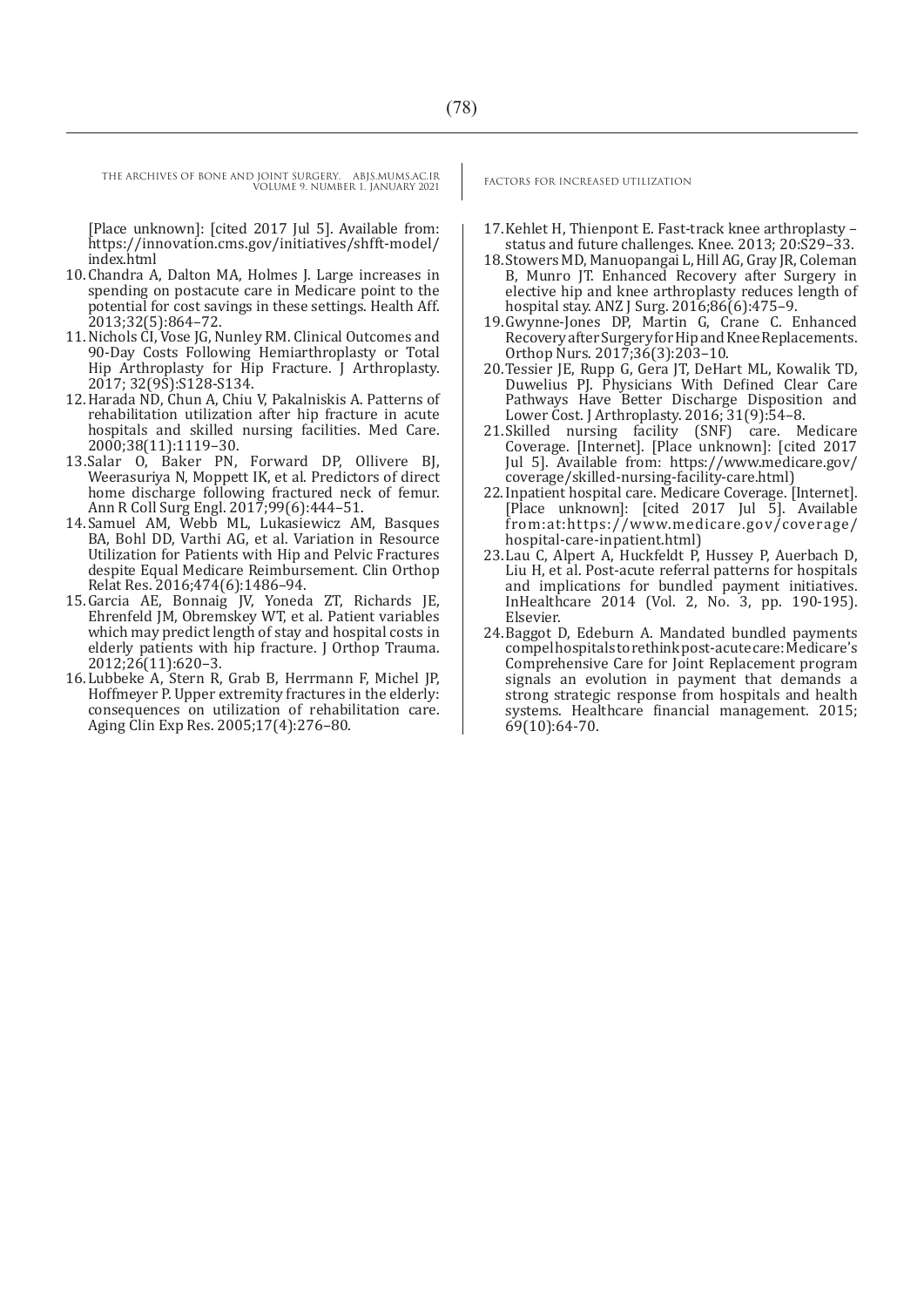[Place unknown]: [cited 2017 Jul 5]. Available from: https://innovation.cms.gov/initiatives/shfft-model/index.html

10. Chandra A, Dalton MA, Holmes J. Large increases in spending on postacute care in Medicare point to the potential for cost savings in these settings. Health Aff. 2013;32(5):864–72.
11. Nichols CI, Vose JG, Nunley RM. Clinical Outcomes and 90-Day Costs Following Hemiarthroplasty or Total Hip Arthroplasty for Hip Fracture. J Arthroplasty. 2017; 32(9S):S128-S134.
12. Harada ND, Chun A, Chiu V, Pakalniskis A. Patterns of rehabilitation utilization after hip fracture in acute hospitals and skilled nursing facilities. Med Care. 2000;38(11):1119–30.
13. Salar O, Baker PN, Forward DP, Ollivere BJ, Weerasuriya N, Moppett IK, et al. Predictors of direct home discharge following fractured neck of femur. Ann R Coll Surg Engl. 2017;99(6):444–51.
14. Samuel AM, Webb ML, Lukasiewicz AM, Basques BA, Bohl DD, Varthi AG, et al. Variation in Resource Utilization for Patients with Hip and Pelvic Fractures despite Equal Medicare Reimbursement. Clin Orthop Relat Res. 2016;474(6):1486–94.
15. Garcia AE, Bonnaig JV, Yoneda ZT, Richards JE, Ehrenfeld JM, Obremskey WT, et al. Patient variables which may predict length of stay and hospital costs in elderly patients with hip fracture. J Orthop Trauma. 2012;26(11):620–3.
16. Lubbeke A, Stern R, Grab B, Herrmann F, Michel JP, Hoffmeyer P. Upper extremity fractures in the elderly: consequences on utilization of rehabilitation care. Aging Clin Exp Res. 2005;17(4):276–80.
17. Kehlet H, Thienpont E. Fast-track knee arthroplasty – status and future challenges. Knee. 2013; 20:S29–33.
18. Stowers MD, Manuopangai L, Hill AG, Gray JR, Coleman B, Munro JT. Enhanced Recovery after Surgery in elective hip and knee arthroplasty reduces length of hospital stay. ANZ J Surg. 2016;86(6):475–9.
19. Gwynne-Jones DP, Martin G, Crane C. Enhanced Recovery after Surgery for Hip and Knee Replacements. Orthop Nurs. 2017;36(3):203–10.
20. Tessier JE, Rupp G, Gera JT, DeHart ML, Kowalik TD, Duwelius PJ. Physicians With Defined Clear Care Pathways Have Better Discharge Disposition and Lower Cost. J Arthroplasty. 2016; 31(9):54–8.
21. Skilled nursing facility (SNF) care. Medicare Coverage. [Internet]. [Place unknown]: [cited 2017 Jul 5]. Available from: https://www.medicare.gov/coverage/skilled-nursing-facility-care.html)
22. Inpatient hospital care. Medicare Coverage. [Internet]. [Place unknown]: [cited 2017 Jul 5]. Available from:at:https://www.medicare.gov/coverage/hospital-care-inpatient.html)
23. Lau C, Alpert A, Huckfeldt P, Hussey P, Auerbach D, Liu H, et al. Post-acute referral patterns for hospitals and implications for bundled payment initiatives. InHealthcare 2014 (Vol. 2, No. 3, pp. 190-195). Elsevier.
24. Baggot D, Edeburn A. Mandated bundled payments compel hospitals to rethink post-acute care: Medicare's Comprehensive Care for Joint Replacement program signals an evolution in payment that demands a strong strategic response from hospitals and health systems. Healthcare financial management. 2015; 69(10):64-70.